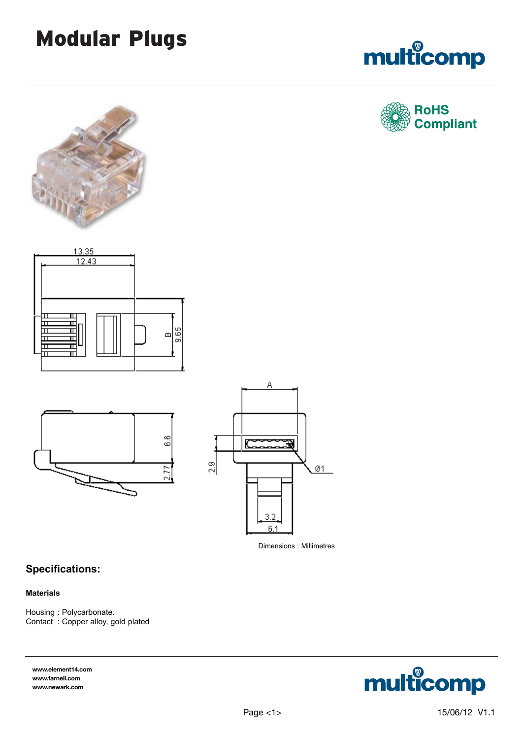# Modular Plugs

RoHS Compliant

Dimensions : Millimetres

## Specifications:

**Materials**

Housing : Polycarbonate.
Contact : Copper alloy, gold plated

www.element14.com
www.farnell.com
www.newark.com

15/06/12 V1.1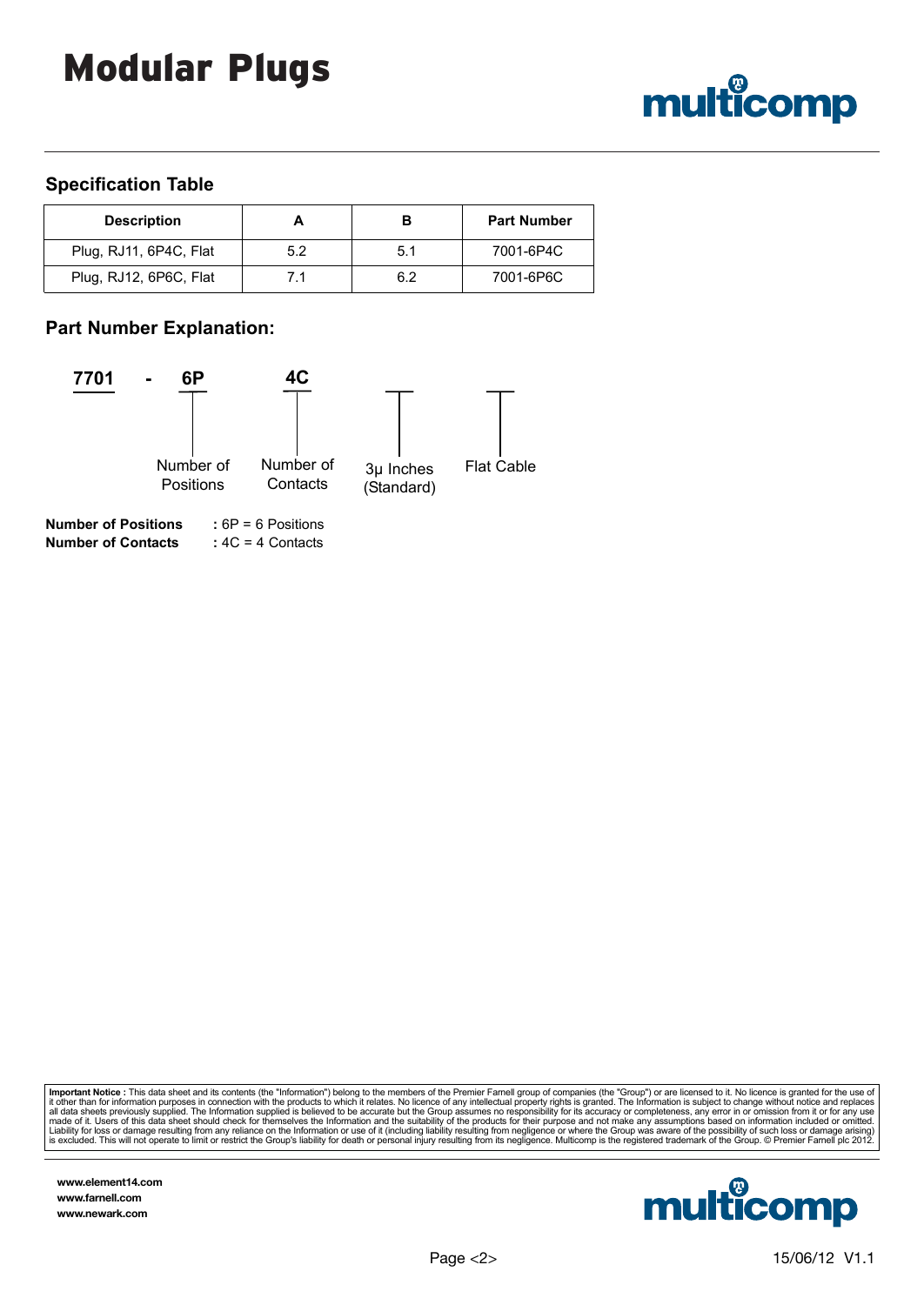# Modular Plugs

## Specification Table

| Description | A | B | Part Number |
|---|---|---|---|
| Plug, RJ11, 6P4C, Flat | 5.2 | 5.1 | 7001-6P4C |
| Plug, RJ12, 6P6C, Flat | 7.1 | 6.2 | 7001-6P6C |

## Part Number Explanation:

**7701** - **6P** **4C** ___ ___

Number of Positions

Number of Contacts

3μ Inches (Standard)

Flat Cable

**Number of Positions** : 6P = 6 Positions
**Number of Contacts** : 4C = 4 Contacts

**Important Notice :** This data sheet and its contents (the "Information") belong to the members of the Premier Farnell group of companies (the "Group") or are licensed to it. No licence is granted for the use of it other than for information purposes in connection with the products to which it relates. No licence of any intellectual property rights is granted. The Information is subject to change without notice and replaces all data sheets previously supplied. The Information supplied is believed to be accurate but the Group assumes no responsibility for its accuracy or completeness, any error in or omission from it or for any use made of it. Users of this data sheet should check for themselves the Information and the suitability of the products for their purpose and not make any assumptions based on information included or omitted. Liability for loss or damage resulting from any reliance on the Information or use of it (including liability resulting from negligence or where the Group was aware of the possibility of such loss or damage arising) is excluded. This will not operate to limit or restrict the Group's liability for death or personal injury resulting from its negligence. Multicomp is the registered trademark of the Group. © Premier Farnell plc 2012.

**www.element14.com**
**www.farnell.com**
**www.newark.com**

15/06/12 V1.1